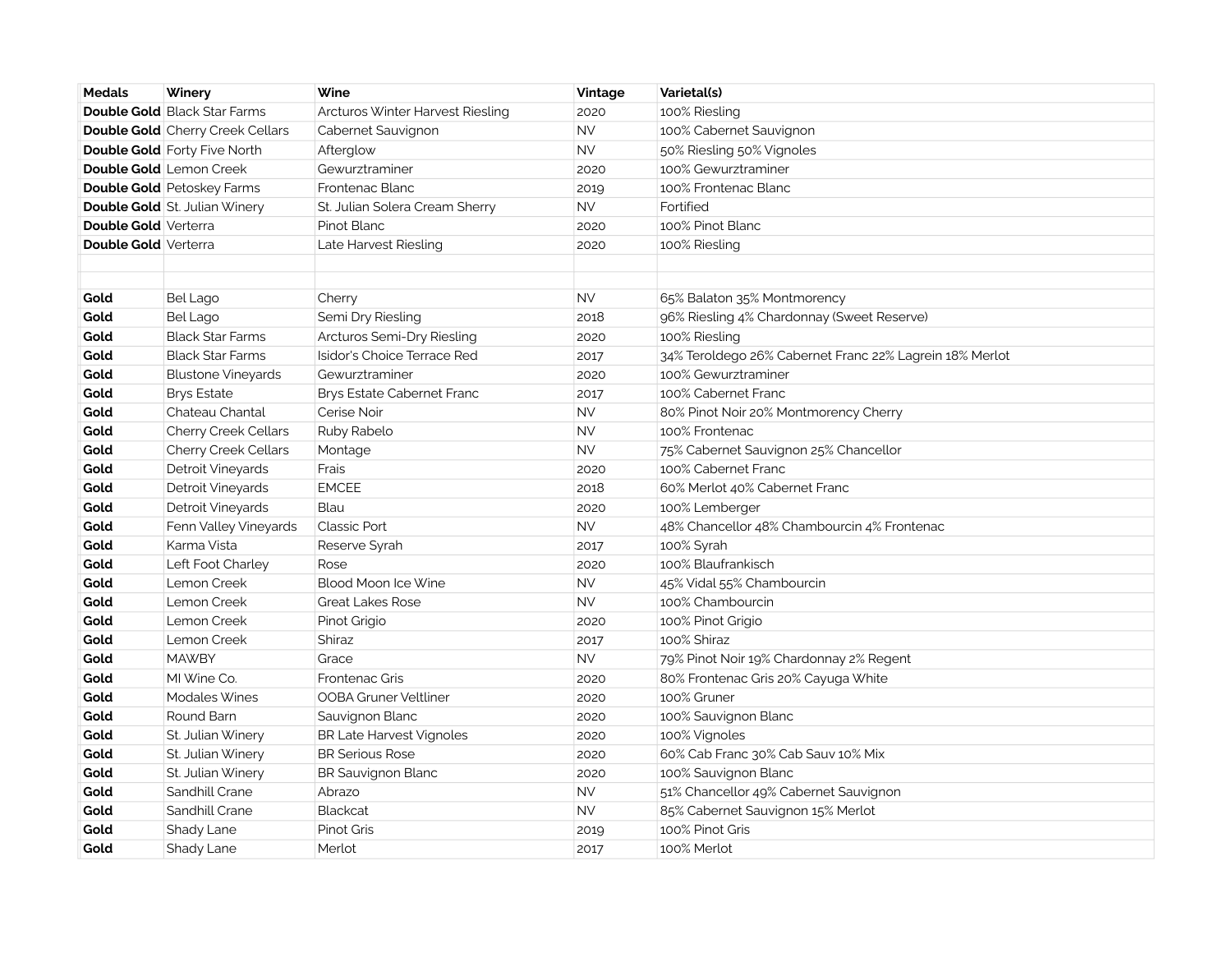| Medals | Winery | Wine | Vintage | Varietal(s) |
| --- | --- | --- | --- | --- |
| **Double Gold** | Black Star Farms | Arcturos Winter Harvest Riesling | 2020 | 100% Riesling |
| **Double Gold** | Cherry Creek Cellars | Cabernet Sauvignon | NV | 100% Cabernet Sauvignon |
| **Double Gold** | Forty Five North | Afterglow | NV | 50% Riesling 50% Vignoles |
| **Double Gold** | Lemon Creek | Gewurztraminer | 2020 | 100% Gewurztraminer |
| **Double Gold** | Petoskey Farms | Frontenac Blanc | 2019 | 100% Frontenac Blanc |
| **Double Gold** | St. Julian Winery | St. Julian Solera Cream Sherry | NV | Fortified |
| **Double Gold** | Verterra | Pinot Blanc | 2020 | 100% Pinot Blanc |
| **Double Gold** | Verterra | Late Harvest Riesling | 2020 | 100% Riesling |
| | | | | |
| | | | | |
| **Gold** | Bel Lago | Cherry | NV | 65% Balaton 35% Montmorency |
| **Gold** | Bel Lago | Semi Dry Riesling | 2018 | 96% Riesling 4% Chardonnay (Sweet Reserve) |
| **Gold** | Black Star Farms | Arcturos Semi-Dry Riesling | 2020 | 100% Riesling |
| **Gold** | Black Star Farms | Isidor's Choice Terrace Red | 2017 | 34% Teroldego 26% Cabernet Franc 22% Lagrein 18% Merlot |
| **Gold** | Blustone Vineyards | Gewurztraminer | 2020 | 100% Gewurztraminer |
| **Gold** | Brys Estate | Brys Estate Cabernet Franc | 2017 | 100% Cabernet Franc |
| **Gold** | Chateau Chantal | Cerise Noir | NV | 80% Pinot Noir 20% Montmorency Cherry |
| **Gold** | Cherry Creek Cellars | Ruby Rabelo | NV | 100% Frontenac |
| **Gold** | Cherry Creek Cellars | Montage | NV | 75% Cabernet Sauvignon 25% Chancellor |
| **Gold** | Detroit Vineyards | Frais | 2020 | 100% Cabernet Franc |
| **Gold** | Detroit Vineyards | EMCEE | 2018 | 60% Merlot 40% Cabernet Franc |
| **Gold** | Detroit Vineyards | Blau | 2020 | 100% Lemberger |
| **Gold** | Fenn Valley Vineyards | Classic Port | NV | 48% Chancellor 48% Chambourcin 4% Frontenac |
| **Gold** | Karma Vista | Reserve Syrah | 2017 | 100% Syrah |
| **Gold** | Left Foot Charley | Rose | 2020 | 100% Blaufrankisch |
| **Gold** | Lemon Creek | Blood Moon Ice Wine | NV | 45% Vidal 55% Chambourcin |
| **Gold** | Lemon Creek | Great Lakes Rose | NV | 100% Chambourcin |
| **Gold** | Lemon Creek | Pinot Grigio | 2020 | 100% Pinot Grigio |
| **Gold** | Lemon Creek | Shiraz | 2017 | 100% Shiraz |
| **Gold** | MAWBY | Grace | NV | 79% Pinot Noir 19% Chardonnay 2% Regent |
| **Gold** | MI Wine Co. | Frontenac Gris | 2020 | 80% Frontenac Gris 20% Cayuga White |
| **Gold** | Modales Wines | OOBA Gruner Veltliner | 2020 | 100% Gruner |
| **Gold** | Round Barn | Sauvignon Blanc | 2020 | 100% Sauvignon Blanc |
| **Gold** | St. Julian Winery | BR Late Harvest Vignoles | 2020 | 100% Vignoles |
| **Gold** | St. Julian Winery | BR Serious Rose | 2020 | 60% Cab Franc 30% Cab Sauv 10% Mix |
| **Gold** | St. Julian Winery | BR Sauvignon Blanc | 2020 | 100% Sauvignon Blanc |
| **Gold** | Sandhill Crane | Abrazo | NV | 51% Chancellor 49% Cabernet Sauvignon |
| **Gold** | Sandhill Crane | Blackcat | NV | 85% Cabernet Sauvignon 15% Merlot |
| **Gold** | Shady Lane | Pinot Gris | 2019 | 100% Pinot Gris |
| **Gold** | Shady Lane | Merlot | 2017 | 100% Merlot |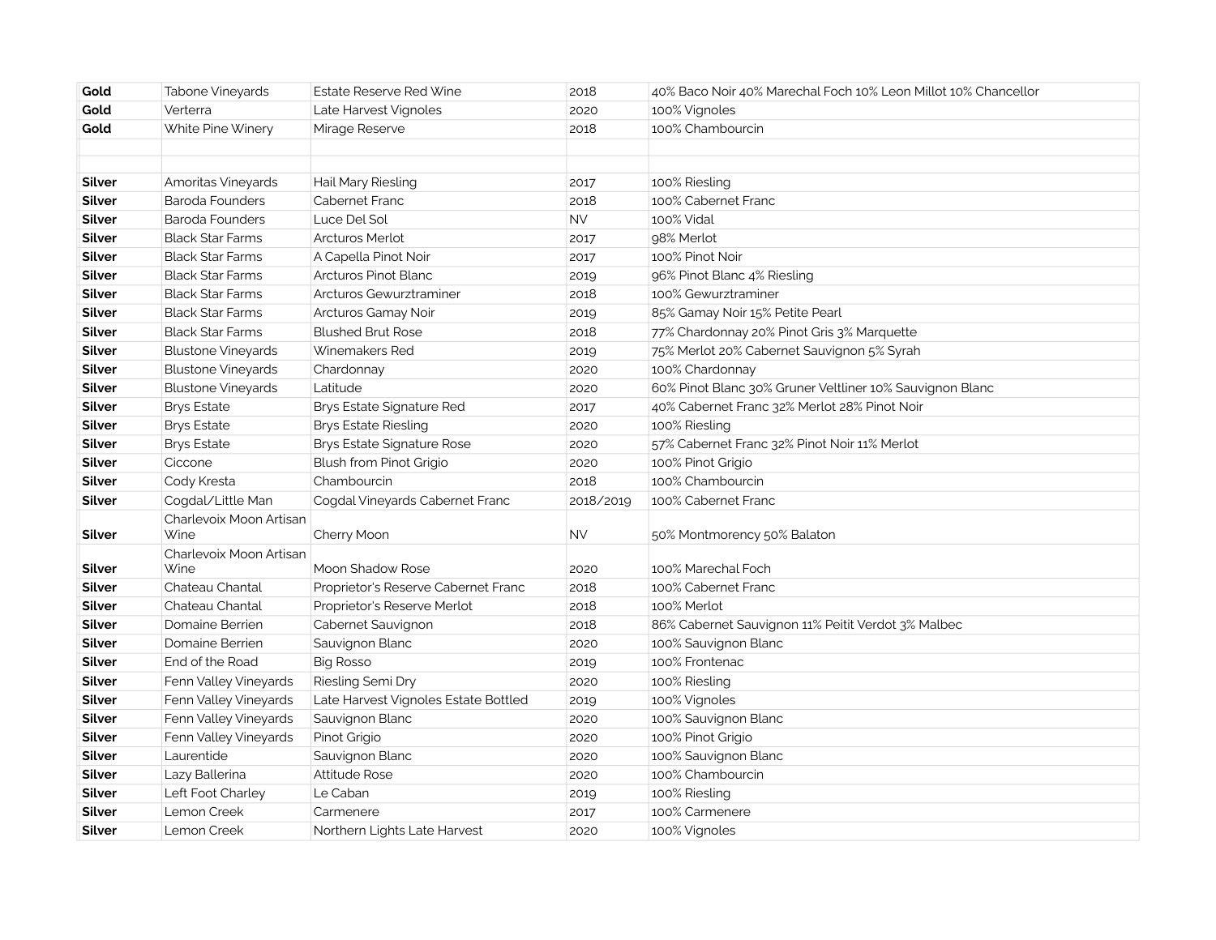| | | | | |
|---|---|---|---|---|
| **Gold** | Tabone Vineyards | Estate Reserve Red Wine | 2018 | 40% Baco Noir 40% Marechal Foch 10% Leon Millot 10% Chancellor |
| **Gold** | Verterra | Late Harvest Vignoles | 2020 | 100% Vignoles |
| **Gold** | White Pine Winery | Mirage Reserve | 2018 | 100% Chambourcin |
| | | | | |
| | | | | |
| **Silver** | Amoritas Vineyards | Hail Mary Riesling | 2017 | 100% Riesling |
| **Silver** | Baroda Founders | Cabernet Franc | 2018 | 100% Cabernet Franc |
| **Silver** | Baroda Founders | Luce Del Sol | NV | 100% Vidal |
| **Silver** | Black Star Farms | Arcturos Merlot | 2017 | 98% Merlot |
| **Silver** | Black Star Farms | A Capella Pinot Noir | 2017 | 100% Pinot Noir |
| **Silver** | Black Star Farms | Arcturos Pinot Blanc | 2019 | 96% Pinot Blanc 4% Riesling |
| **Silver** | Black Star Farms | Arcturos Gewurztraminer | 2018 | 100% Gewurztraminer |
| **Silver** | Black Star Farms | Arcturos Gamay Noir | 2019 | 85% Gamay Noir 15% Petite Pearl |
| **Silver** | Black Star Farms | Blushed Brut Rose | 2018 | 77% Chardonnay 20% Pinot Gris 3% Marquette |
| **Silver** | Blustone Vineyards | Winemakers Red | 2019 | 75% Merlot 20% Cabernet Sauvignon 5% Syrah |
| **Silver** | Blustone Vineyards | Chardonnay | 2020 | 100% Chardonnay |
| **Silver** | Blustone Vineyards | Latitude | 2020 | 60% Pinot Blanc 30% Gruner Veltliner 10% Sauvignon Blanc |
| **Silver** | Brys Estate | Brys Estate Signature Red | 2017 | 40% Cabernet Franc 32% Merlot 28% Pinot Noir |
| **Silver** | Brys Estate | Brys Estate Riesling | 2020 | 100% Riesling |
| **Silver** | Brys Estate | Brys Estate Signature Rose | 2020 | 57% Cabernet Franc 32% Pinot Noir 11% Merlot |
| **Silver** | Ciccone | Blush from Pinot Grigio | 2020 | 100% Pinot Grigio |
| **Silver** | Cody Kresta | Chambourcin | 2018 | 100% Chambourcin |
| **Silver** | Cogdal/Little Man | Cogdal Vineyards Cabernet Franc | 2018/2019 | 100% Cabernet Franc |
| **Silver** | Charlevoix Moon Artisan Wine | Cherry Moon | NV | 50% Montmorency 50% Balaton |
| **Silver** | Charlevoix Moon Artisan Wine | Moon Shadow Rose | 2020 | 100% Marechal Foch |
| **Silver** | Chateau Chantal | Proprietor's Reserve Cabernet Franc | 2018 | 100% Cabernet Franc |
| **Silver** | Chateau Chantal | Proprietor's Reserve Merlot | 2018 | 100% Merlot |
| **Silver** | Domaine Berrien | Cabernet Sauvignon | 2018 | 86% Cabernet Sauvignon 11% Peitit Verdot 3% Malbec |
| **Silver** | Domaine Berrien | Sauvignon Blanc | 2020 | 100% Sauvignon Blanc |
| **Silver** | End of the Road | Big Rosso | 2019 | 100% Frontenac |
| **Silver** | Fenn Valley Vineyards | Riesling Semi Dry | 2020 | 100% Riesling |
| **Silver** | Fenn Valley Vineyards | Late Harvest Vignoles Estate Bottled | 2019 | 100% Vignoles |
| **Silver** | Fenn Valley Vineyards | Sauvignon Blanc | 2020 | 100% Sauvignon Blanc |
| **Silver** | Fenn Valley Vineyards | Pinot Grigio | 2020 | 100% Pinot Grigio |
| **Silver** | Laurentide | Sauvignon Blanc | 2020 | 100% Sauvignon Blanc |
| **Silver** | Lazy Ballerina | Attitude Rose | 2020 | 100% Chambourcin |
| **Silver** | Left Foot Charley | Le Caban | 2019 | 100% Riesling |
| **Silver** | Lemon Creek | Carmenere | 2017 | 100% Carmenere |
| **Silver** | Lemon Creek | Northern Lights Late Harvest | 2020 | 100% Vignoles |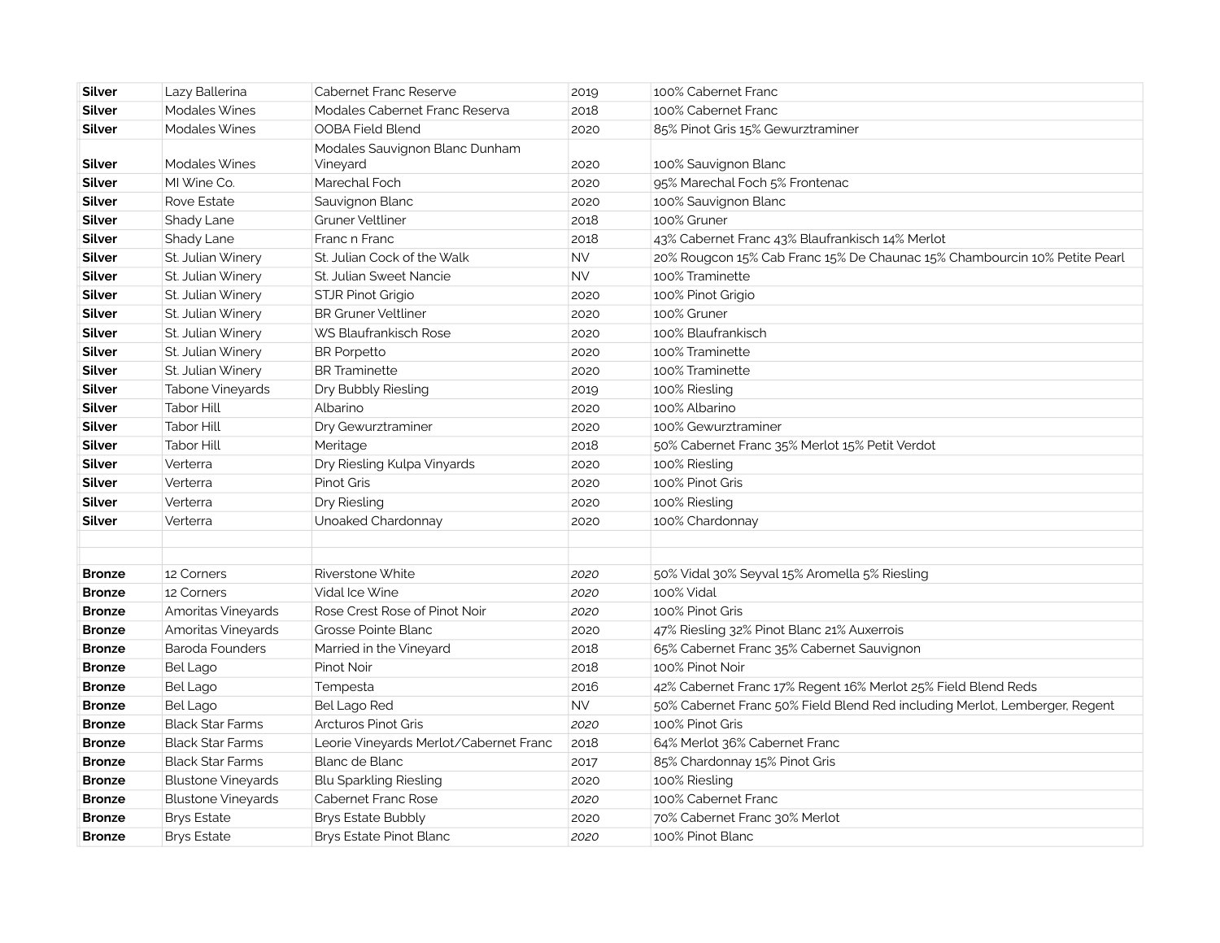| | | | | |
|---|---|---|---|---|
| **Silver** | Lazy Ballerina | Cabernet Franc Reserve | 2019 | 100% Cabernet Franc |
| **Silver** | Modales Wines | Modales Cabernet Franc Reserva | 2018 | 100% Cabernet Franc |
| **Silver** | Modales Wines | OOBA Field Blend | 2020 | 85% Pinot Gris 15% Gewurztraminer |
| **Silver** | Modales Wines | Modales Sauvignon Blanc Dunham Vineyard | 2020 | 100% Sauvignon Blanc |
| **Silver** | MI Wine Co. | Marechal Foch | 2020 | 95% Marechal Foch 5% Frontenac |
| **Silver** | Rove Estate | Sauvignon Blanc | 2020 | 100% Sauvignon Blanc |
| **Silver** | Shady Lane | Gruner Veltliner | 2018 | 100% Gruner |
| **Silver** | Shady Lane | Franc n Franc | 2018 | 43% Cabernet Franc 43% Blaufrankisch 14% Merlot |
| **Silver** | St. Julian Winery | St. Julian Cock of the Walk | NV | 20% Rougcon 15% Cab Franc 15% De Chaunac 15% Chambourcin 10% Petite Pearl |
| **Silver** | St. Julian Winery | St. Julian Sweet Nancie | NV | 100% Traminette |
| **Silver** | St. Julian Winery | STJR Pinot Grigio | 2020 | 100% Pinot Grigio |
| **Silver** | St. Julian Winery | BR Gruner Veltliner | 2020 | 100% Gruner |
| **Silver** | St. Julian Winery | WS Blaufrankisch Rose | 2020 | 100% Blaufrankisch |
| **Silver** | St. Julian Winery | BR Porpetto | 2020 | 100% Traminette |
| **Silver** | St. Julian Winery | BR Traminette | 2020 | 100% Traminette |
| **Silver** | Tabone Vineyards | Dry Bubbly Riesling | 2019 | 100% Riesling |
| **Silver** | Tabor Hill | Albarino | 2020 | 100% Albarino |
| **Silver** | Tabor Hill | Dry Gewurztraminer | 2020 | 100% Gewurztraminer |
| **Silver** | Tabor Hill | Meritage | 2018 | 50% Cabernet Franc 35% Merlot 15% Petit Verdot |
| **Silver** | Verterra | Dry Riesling Kulpa Vinyards | 2020 | 100% Riesling |
| **Silver** | Verterra | Pinot Gris | 2020 | 100% Pinot Gris |
| **Silver** | Verterra | Dry Riesling | 2020 | 100% Riesling |
| **Silver** | Verterra | Unoaked Chardonnay | 2020 | 100% Chardonnay |
| | | | | |
| | | | | |
| **Bronze** | 12 Corners | Riverstone White | *2020* | 50% Vidal 30% Seyval 15% Aromella 5% Riesling |
| **Bronze** | 12 Corners | Vidal Ice Wine | *2020* | 100% Vidal |
| **Bronze** | Amoritas Vineyards | Rose Crest Rose of Pinot Noir | *2020* | 100% Pinot Gris |
| **Bronze** | Amoritas Vineyards | Grosse Pointe Blanc | 2020 | 47% Riesling 32% Pinot Blanc 21% Auxerrois |
| **Bronze** | Baroda Founders | Married in the Vineyard | 2018 | 65% Cabernet Franc 35% Cabernet Sauvignon |
| **Bronze** | Bel Lago | Pinot Noir | 2018 | 100% Pinot Noir |
| **Bronze** | Bel Lago | Tempesta | 2016 | 42% Cabernet Franc 17% Regent 16% Merlot 25% Field Blend Reds |
| **Bronze** | Bel Lago | Bel Lago Red | NV | 50% Cabernet Franc 50% Field Blend Red including Merlot, Lemberger, Regent |
| **Bronze** | Black Star Farms | Arcturos Pinot Gris | *2020* | 100% Pinot Gris |
| **Bronze** | Black Star Farms | Leorie Vineyards Merlot/Cabernet Franc | 2018 | 64% Merlot 36% Cabernet Franc |
| **Bronze** | Black Star Farms | Blanc de Blanc | 2017 | 85% Chardonnay 15% Pinot Gris |
| **Bronze** | Blustone Vineyards | Blu Sparkling Riesling | 2020 | 100% Riesling |
| **Bronze** | Blustone Vineyards | Cabernet Franc Rose | *2020* | 100% Cabernet Franc |
| **Bronze** | Brys Estate | Brys Estate Bubbly | 2020 | 70% Cabernet Franc 30% Merlot |
| **Bronze** | Brys Estate | Brys Estate Pinot Blanc | *2020* | 100% Pinot Blanc |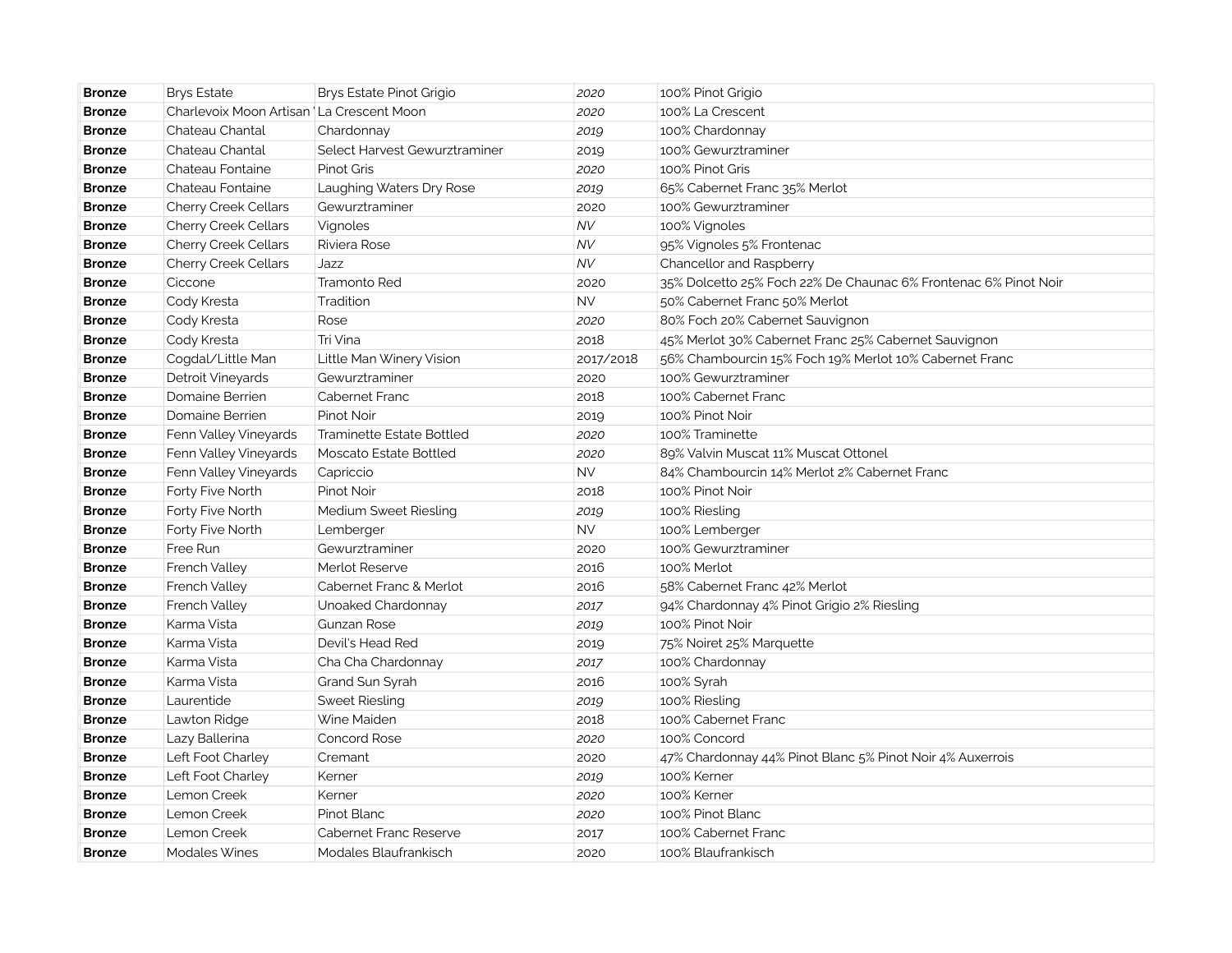| | | | | |
|---|---|---|---|---|
| **Bronze** | Brys Estate | Brys Estate Pinot Grigio | *2020* | 100% Pinot Grigio |
| **Bronze** | Charlevoix Moon Artisan ' | La Crescent Moon | *2020* | 100% La Crescent |
| **Bronze** | Chateau Chantal | Chardonnay | *2019* | 100% Chardonnay |
| **Bronze** | Chateau Chantal | Select Harvest Gewurztraminer | 2019 | 100% Gewurztraminer |
| **Bronze** | Chateau Fontaine | Pinot Gris | *2020* | 100% Pinot Gris |
| **Bronze** | Chateau Fontaine | Laughing Waters Dry Rose | *2019* | 65% Cabernet Franc 35% Merlot |
| **Bronze** | Cherry Creek Cellars | Gewurztraminer | 2020 | 100% Gewurztraminer |
| **Bronze** | Cherry Creek Cellars | Vignoles | *NV* | 100% Vignoles |
| **Bronze** | Cherry Creek Cellars | Riviera Rose | *NV* | 95% Vignoles 5% Frontenac |
| **Bronze** | Cherry Creek Cellars | Jazz | *NV* | Chancellor and Raspberry |
| **Bronze** | Ciccone | Tramonto Red | 2020 | 35% Dolcetto 25% Foch 22% De Chaunac 6% Frontenac 6% Pinot Noir |
| **Bronze** | Cody Kresta | Tradition | NV | 50% Cabernet Franc 50% Merlot |
| **Bronze** | Cody Kresta | Rose | *2020* | 80% Foch 20% Cabernet Sauvignon |
| **Bronze** | Cody Kresta | Tri Vina | 2018 | 45% Merlot 30% Cabernet Franc 25% Cabernet Sauvignon |
| **Bronze** | Cogdal/Little Man | Little Man Winery Vision | 2017/2018 | 56% Chambourcin 15% Foch 19% Merlot 10% Cabernet Franc |
| **Bronze** | Detroit Vineyards | Gewurztraminer | 2020 | 100% Gewurztraminer |
| **Bronze** | Domaine Berrien | Cabernet Franc | 2018 | 100% Cabernet Franc |
| **Bronze** | Domaine Berrien | Pinot Noir | 2019 | 100% Pinot Noir |
| **Bronze** | Fenn Valley Vineyards | Traminette Estate Bottled | *2020* | 100% Traminette |
| **Bronze** | Fenn Valley Vineyards | Moscato Estate Bottled | *2020* | 89% Valvin Muscat 11% Muscat Ottonel |
| **Bronze** | Fenn Valley Vineyards | Capriccio | NV | 84% Chambourcin 14% Merlot 2% Cabernet Franc |
| **Bronze** | Forty Five North | Pinot Noir | 2018 | 100% Pinot Noir |
| **Bronze** | Forty Five North | Medium Sweet Riesling | *2019* | 100% Riesling |
| **Bronze** | Forty Five North | Lemberger | NV | 100% Lemberger |
| **Bronze** | Free Run | Gewurztraminer | 2020 | 100% Gewurztraminer |
| **Bronze** | French Valley | Merlot Reserve | 2016 | 100% Merlot |
| **Bronze** | French Valley | Cabernet Franc & Merlot | 2016 | 58% Cabernet Franc 42% Merlot |
| **Bronze** | French Valley | Unoaked Chardonnay | *2017* | 94% Chardonnay 4% Pinot Grigio 2% Riesling |
| **Bronze** | Karma Vista | Gunzan Rose | *2019* | 100% Pinot Noir |
| **Bronze** | Karma Vista | Devil's Head Red | 2019 | 75% Noiret 25% Marquette |
| **Bronze** | Karma Vista | Cha Cha Chardonnay | *2017* | 100% Chardonnay |
| **Bronze** | Karma Vista | Grand Sun Syrah | 2016 | 100% Syrah |
| **Bronze** | Laurentide | Sweet Riesling | *2019* | 100% Riesling |
| **Bronze** | Lawton Ridge | Wine Maiden | 2018 | 100% Cabernet Franc |
| **Bronze** | Lazy Ballerina | Concord Rose | *2020* | 100% Concord |
| **Bronze** | Left Foot Charley | Cremant | 2020 | 47% Chardonnay 44% Pinot Blanc 5% Pinot Noir 4% Auxerrois |
| **Bronze** | Left Foot Charley | Kerner | *2019* | 100% Kerner |
| **Bronze** | Lemon Creek | Kerner | *2020* | 100% Kerner |
| **Bronze** | Lemon Creek | Pinot Blanc | *2020* | 100% Pinot Blanc |
| **Bronze** | Lemon Creek | Cabernet Franc Reserve | 2017 | 100% Cabernet Franc |
| **Bronze** | Modales Wines | Modales Blaufrankisch | 2020 | 100% Blaufrankisch |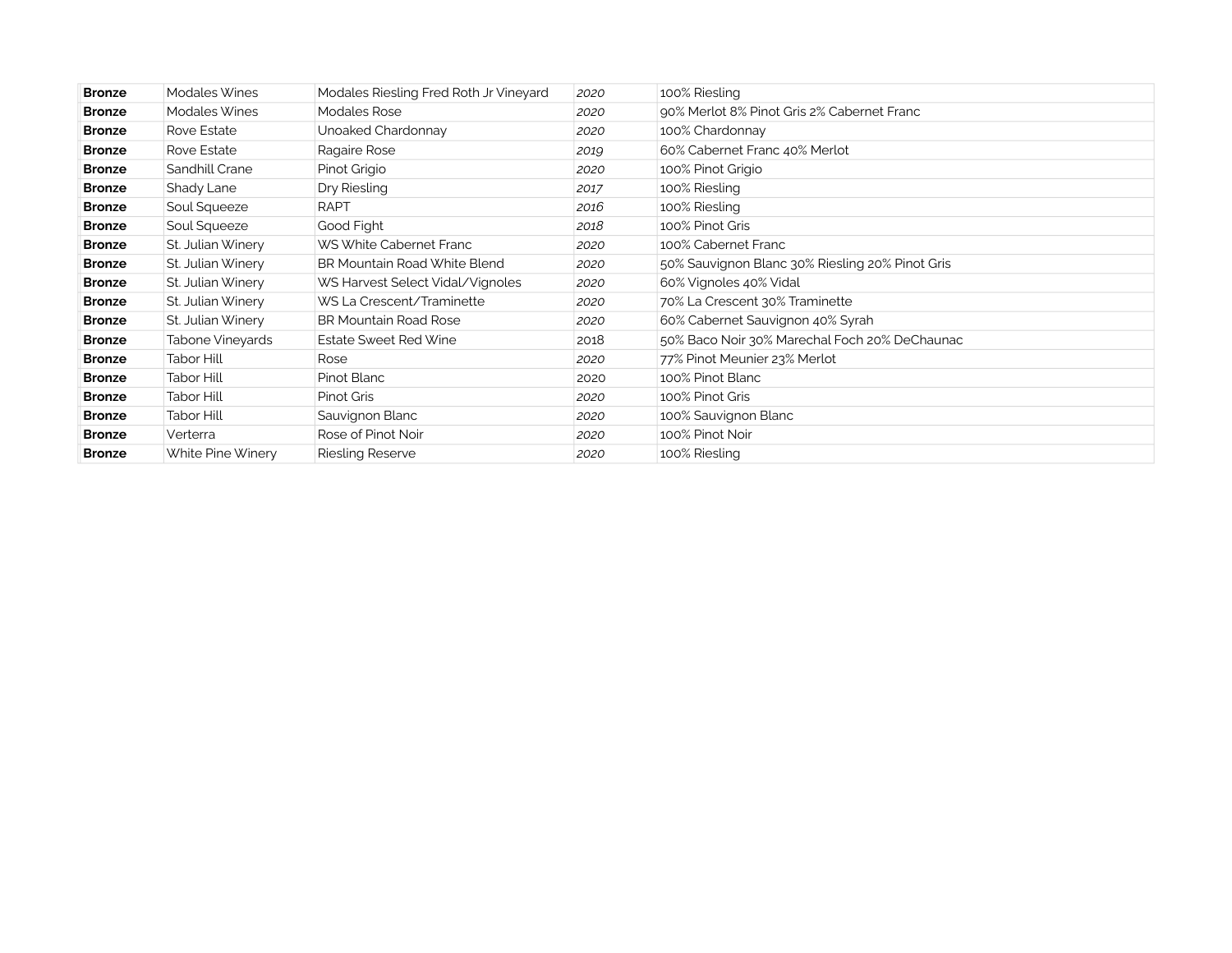| | | | | |
|---|---|---|---|---|
| **Bronze** | Modales Wines | Modales Riesling Fred Roth Jr Vineyard | *2020* | 100% Riesling |
| **Bronze** | Modales Wines | Modales Rose | *2020* | 90% Merlot 8% Pinot Gris 2% Cabernet Franc |
| **Bronze** | Rove Estate | Unoaked Chardonnay | *2020* | 100% Chardonnay |
| **Bronze** | Rove Estate | Ragaire Rose | *2019* | 60% Cabernet Franc 40% Merlot |
| **Bronze** | Sandhill Crane | Pinot Grigio | *2020* | 100% Pinot Grigio |
| **Bronze** | Shady Lane | Dry Riesling | *2017* | 100% Riesling |
| **Bronze** | Soul Squeeze | RAPT | *2016* | 100% Riesling |
| **Bronze** | Soul Squeeze | Good Fight | *2018* | 100% Pinot Gris |
| **Bronze** | St. Julian Winery | WS White Cabernet Franc | *2020* | 100% Cabernet Franc |
| **Bronze** | St. Julian Winery | BR Mountain Road White Blend | *2020* | 50% Sauvignon Blanc 30% Riesling 20% Pinot Gris |
| **Bronze** | St. Julian Winery | WS Harvest Select Vidal/Vignoles | *2020* | 60% Vignoles 40% Vidal |
| **Bronze** | St. Julian Winery | WS La Crescent/Traminette | *2020* | 70% La Crescent 30% Traminette |
| **Bronze** | St. Julian Winery | BR Mountain Road Rose | *2020* | 60% Cabernet Sauvignon 40% Syrah |
| **Bronze** | Tabone Vineyards | Estate Sweet Red Wine | 2018 | 50% Baco Noir 30% Marechal Foch 20% DeChaunac |
| **Bronze** | Tabor Hill | Rose | *2020* | 77% Pinot Meunier 23% Merlot |
| **Bronze** | Tabor Hill | Pinot Blanc | 2020 | 100% Pinot Blanc |
| **Bronze** | Tabor Hill | Pinot Gris | *2020* | 100% Pinot Gris |
| **Bronze** | Tabor Hill | Sauvignon Blanc | *2020* | 100% Sauvignon Blanc |
| **Bronze** | Verterra | Rose of Pinot Noir | *2020* | 100% Pinot Noir |
| **Bronze** | White Pine Winery | Riesling Reserve | *2020* | 100% Riesling |